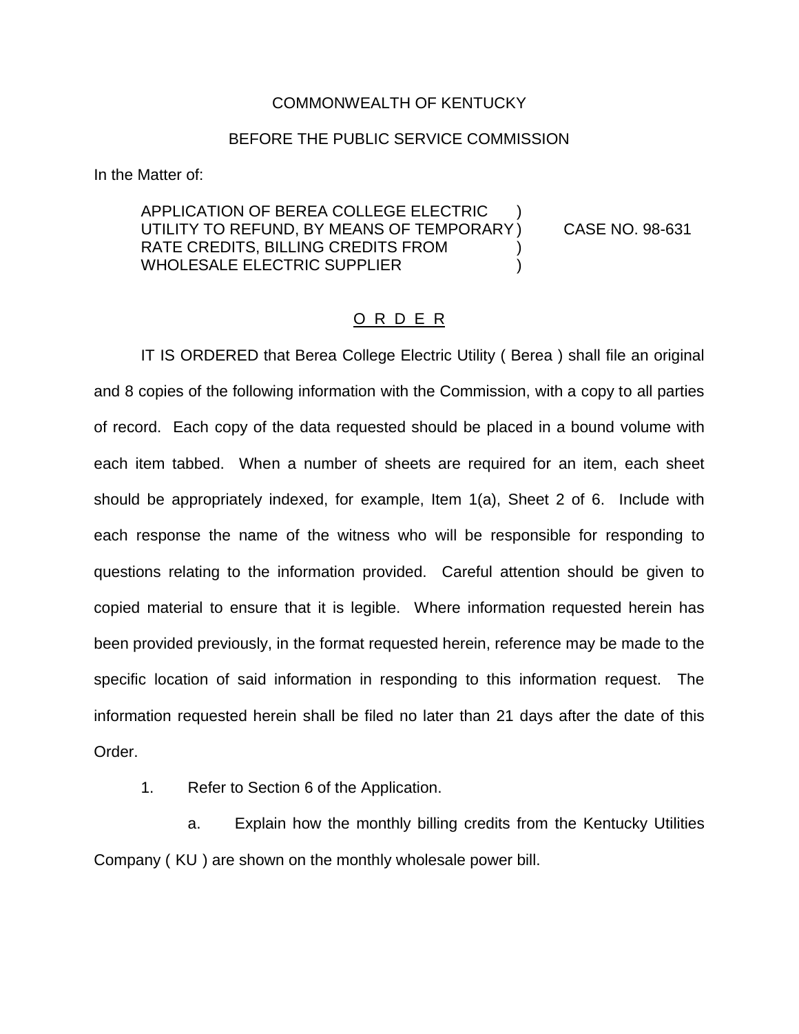COMMONWEALTH OF KENTUCKY

BEFORE THE PUBLIC SERVICE COMMISSION

In the Matter of:

APPLICATION OF BEREA COLLEGE ELECTRIC UTILITY TO REFUND, BY MEANS OF TEMPORARY RATE CREDITS, BILLING CREDITS FROM WHOLESALE ELECTRIC SUPPLIER ) CASE NO. 98-631

## O R D E R

IT IS ORDERED that Berea College Electric Utility ( Berea ) shall file an original and 8 copies of the following information with the Commission, with a copy to all parties of record. Each copy of the data requested should be placed in a bound volume with each item tabbed. When a number of sheets are required for an item, each sheet should be appropriately indexed, for example, Item 1(a), Sheet 2 of 6. Include with each response the name of the witness who will be responsible for responding to questions relating to the information provided. Careful attention should be given to copied material to ensure that it is legible. Where information requested herein has been provided previously, in the format requested herein, reference may be made to the specific location of said information in responding to this information request. The information requested herein shall be filed no later than 21 days after the date of this Order.

1. Refer to Section 6 of the Application.

   a. Explain how the monthly billing credits from the Kentucky Utilities Company ( KU ) are shown on the monthly wholesale power bill.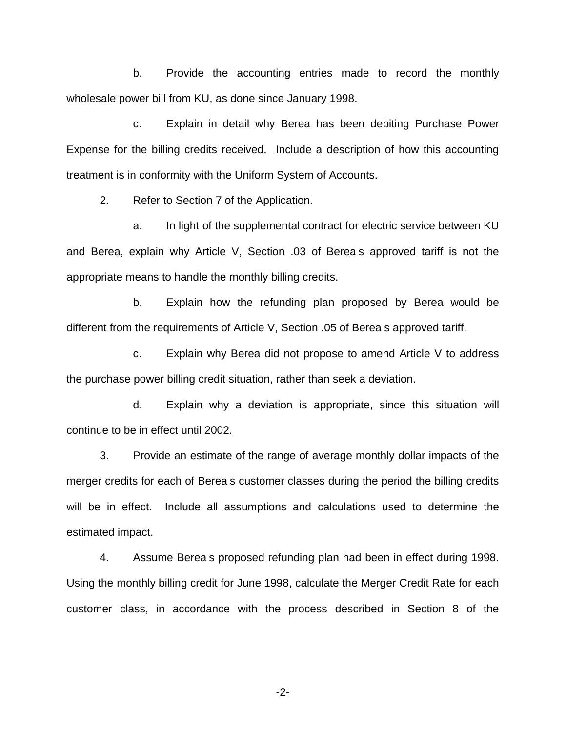b. Provide the accounting entries made to record the monthly wholesale power bill from KU, as done since January 1998.

c. Explain in detail why Berea has been debiting Purchase Power Expense for the billing credits received. Include a description of how this accounting treatment is in conformity with the Uniform System of Accounts.

2. Refer to Section 7 of the Application.

a. In light of the supplemental contract for electric service between KU and Berea, explain why Article V, Section .03 of Berea s approved tariff is not the appropriate means to handle the monthly billing credits.

b. Explain how the refunding plan proposed by Berea would be different from the requirements of Article V, Section .05 of Berea s approved tariff.

c. Explain why Berea did not propose to amend Article V to address the purchase power billing credit situation, rather than seek a deviation.

d. Explain why a deviation is appropriate, since this situation will continue to be in effect until 2002.

3. Provide an estimate of the range of average monthly dollar impacts of the merger credits for each of Berea s customer classes during the period the billing credits will be in effect. Include all assumptions and calculations used to determine the estimated impact.

4. Assume Berea s proposed refunding plan had been in effect during 1998. Using the monthly billing credit for June 1998, calculate the Merger Credit Rate for each customer class, in accordance with the process described in Section 8 of the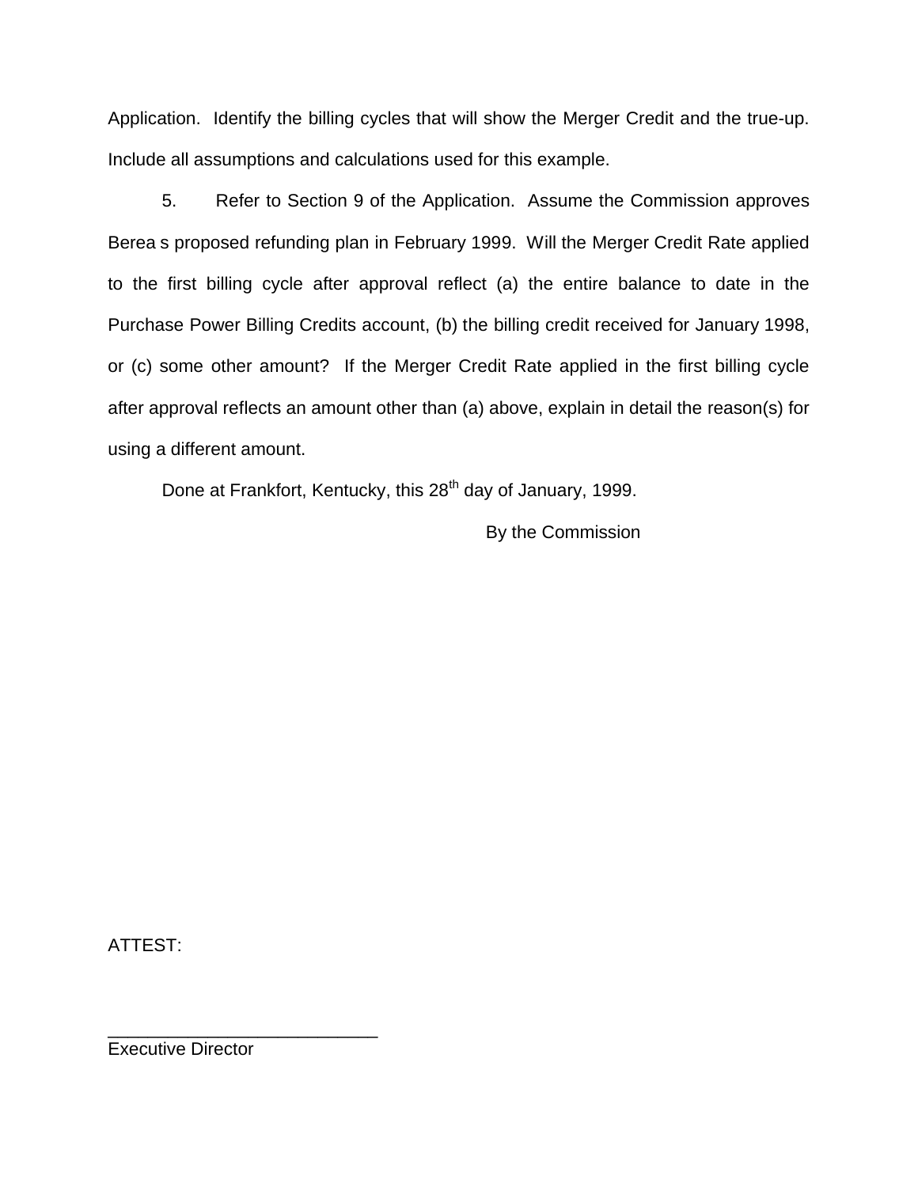Application. Identify the billing cycles that will show the Merger Credit and the true-up. Include all assumptions and calculations used for this example.

5. Refer to Section 9 of the Application. Assume the Commission approves Berea s proposed refunding plan in February 1999. Will the Merger Credit Rate applied to the first billing cycle after approval reflect (a) the entire balance to date in the Purchase Power Billing Credits account, (b) the billing credit received for January 1998, or (c) some other amount? If the Merger Credit Rate applied in the first billing cycle after approval reflects an amount other than (a) above, explain in detail the reason(s) for using a different amount.

Done at Frankfort, Kentucky, this 28th day of January, 1999.

By the Commission

ATTEST:

___________________________
Executive Director